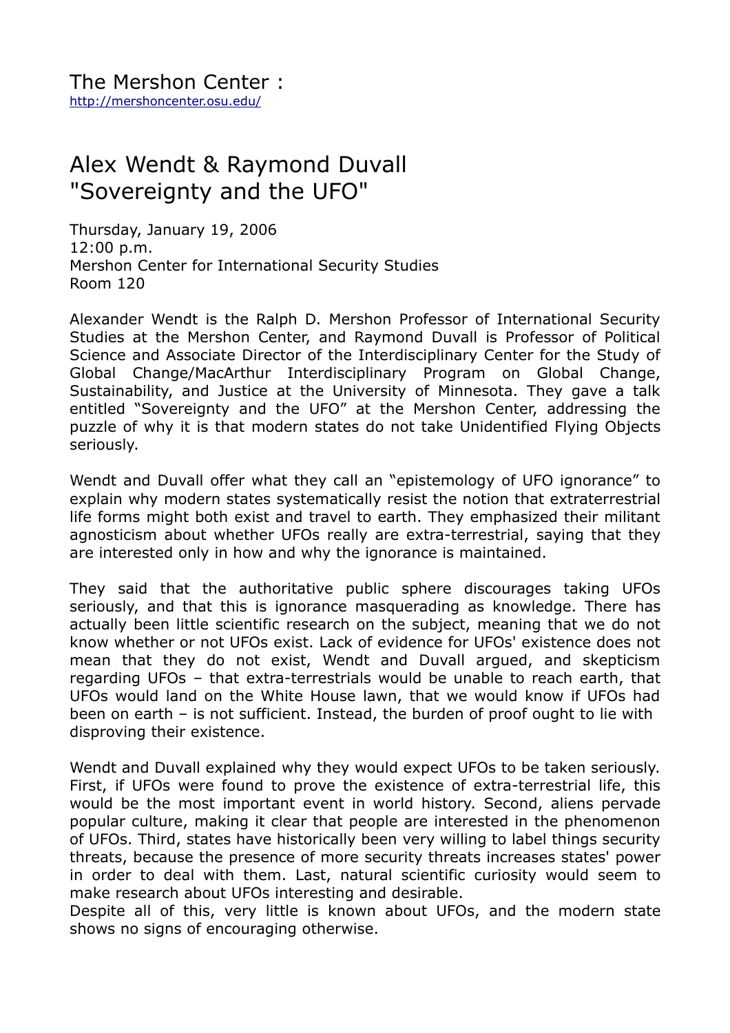The Mershon Center :
http://mershoncenter.osu.edu/

# Alex Wendt & Raymond Duvall "Sovereignty and the UFO"

Thursday, January 19, 2006
12:00 p.m.
Mershon Center for International Security Studies
Room 120

Alexander Wendt is the Ralph D. Mershon Professor of International Security Studies at the Mershon Center, and Raymond Duvall is Professor of Political Science and Associate Director of the Interdisciplinary Center for the Study of Global Change/MacArthur Interdisciplinary Program on Global Change, Sustainability, and Justice at the University of Minnesota. They gave a talk entitled "Sovereignty and the UFO" at the Mershon Center, addressing the puzzle of why it is that modern states do not take Unidentified Flying Objects seriously.

Wendt and Duvall offer what they call an "epistemology of UFO ignorance" to explain why modern states systematically resist the notion that extraterrestrial life forms might both exist and travel to earth. They emphasized their militant agnosticism about whether UFOs really are extra-terrestrial, saying that they are interested only in how and why the ignorance is maintained.

They said that the authoritative public sphere discourages taking UFOs seriously, and that this is ignorance masquerading as knowledge. There has actually been little scientific research on the subject, meaning that we do not know whether or not UFOs exist. Lack of evidence for UFOs' existence does not mean that they do not exist, Wendt and Duvall argued, and skepticism regarding UFOs – that extra-terrestrials would be unable to reach earth, that UFOs would land on the White House lawn, that we would know if UFOs had been on earth – is not sufficient. Instead, the burden of proof ought to lie with disproving their existence.

Wendt and Duvall explained why they would expect UFOs to be taken seriously. First, if UFOs were found to prove the existence of extra-terrestrial life, this would be the most important event in world history. Second, aliens pervade popular culture, making it clear that people are interested in the phenomenon of UFOs. Third, states have historically been very willing to label things security threats, because the presence of more security threats increases states' power in order to deal with them. Last, natural scientific curiosity would seem to make research about UFOs interesting and desirable.
Despite all of this, very little is known about UFOs, and the modern state shows no signs of encouraging otherwise.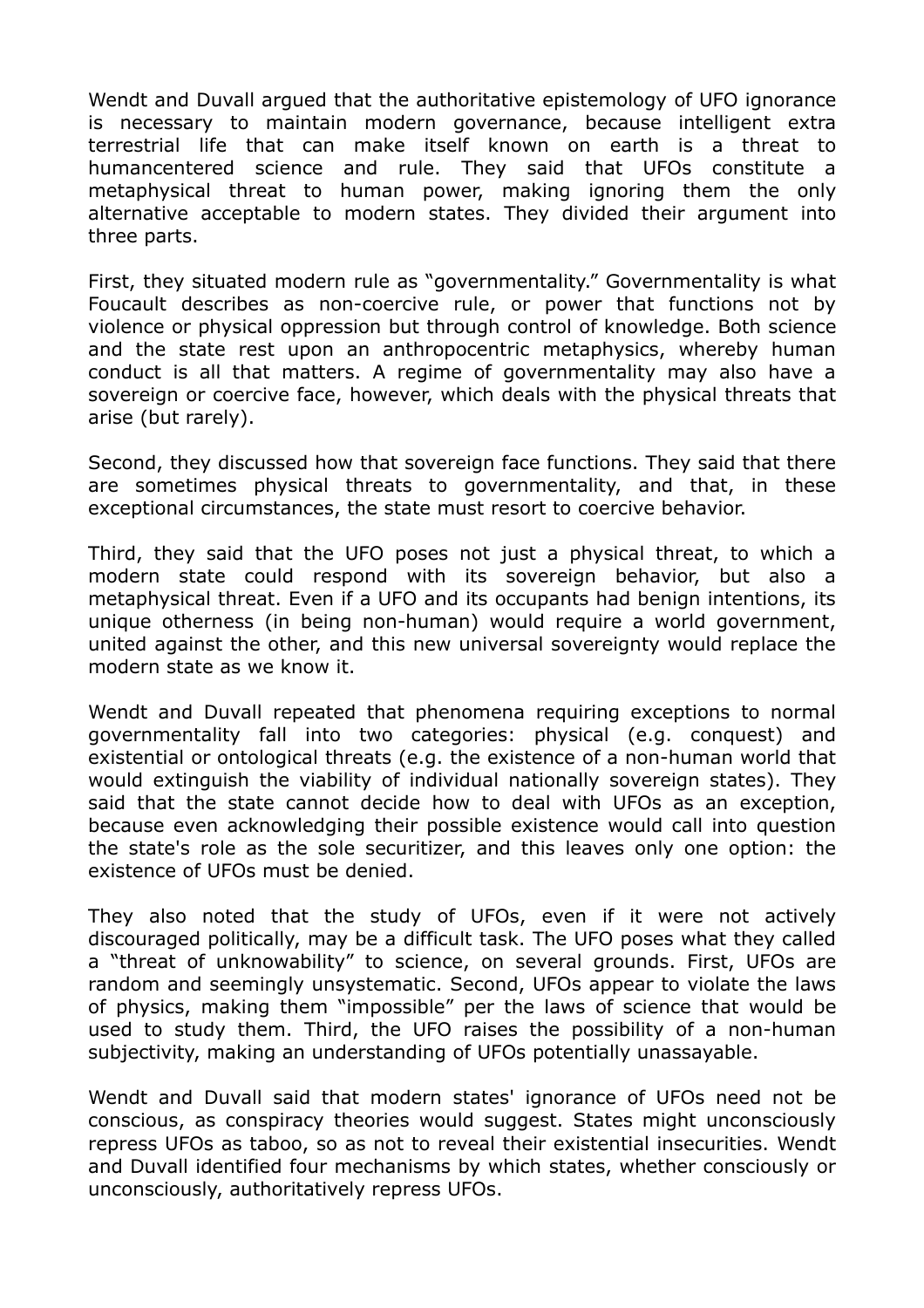Wendt and Duvall argued that the authoritative epistemology of UFO ignorance is necessary to maintain modern governance, because intelligent extra terrestrial life that can make itself known on earth is a threat to humancentered science and rule. They said that UFOs constitute a metaphysical threat to human power, making ignoring them the only alternative acceptable to modern states. They divided their argument into three parts.

First, they situated modern rule as "governmentality." Governmentality is what Foucault describes as non-coercive rule, or power that functions not by violence or physical oppression but through control of knowledge. Both science and the state rest upon an anthropocentric metaphysics, whereby human conduct is all that matters. A regime of governmentality may also have a sovereign or coercive face, however, which deals with the physical threats that arise (but rarely).

Second, they discussed how that sovereign face functions. They said that there are sometimes physical threats to governmentality, and that, in these exceptional circumstances, the state must resort to coercive behavior.

Third, they said that the UFO poses not just a physical threat, to which a modern state could respond with its sovereign behavior, but also a metaphysical threat. Even if a UFO and its occupants had benign intentions, its unique otherness (in being non-human) would require a world government, united against the other, and this new universal sovereignty would replace the modern state as we know it.

Wendt and Duvall repeated that phenomena requiring exceptions to normal governmentality fall into two categories: physical (e.g. conquest) and existential or ontological threats (e.g. the existence of a non-human world that would extinguish the viability of individual nationally sovereign states). They said that the state cannot decide how to deal with UFOs as an exception, because even acknowledging their possible existence would call into question the state's role as the sole securitizer, and this leaves only one option: the existence of UFOs must be denied.

They also noted that the study of UFOs, even if it were not actively discouraged politically, may be a difficult task. The UFO poses what they called a "threat of unknowability" to science, on several grounds. First, UFOs are random and seemingly unsystematic. Second, UFOs appear to violate the laws of physics, making them "impossible" per the laws of science that would be used to study them. Third, the UFO raises the possibility of a non-human subjectivity, making an understanding of UFOs potentially unassayable.

Wendt and Duvall said that modern states' ignorance of UFOs need not be conscious, as conspiracy theories would suggest. States might unconsciously repress UFOs as taboo, so as not to reveal their existential insecurities. Wendt and Duvall identified four mechanisms by which states, whether consciously or unconsciously, authoritatively repress UFOs.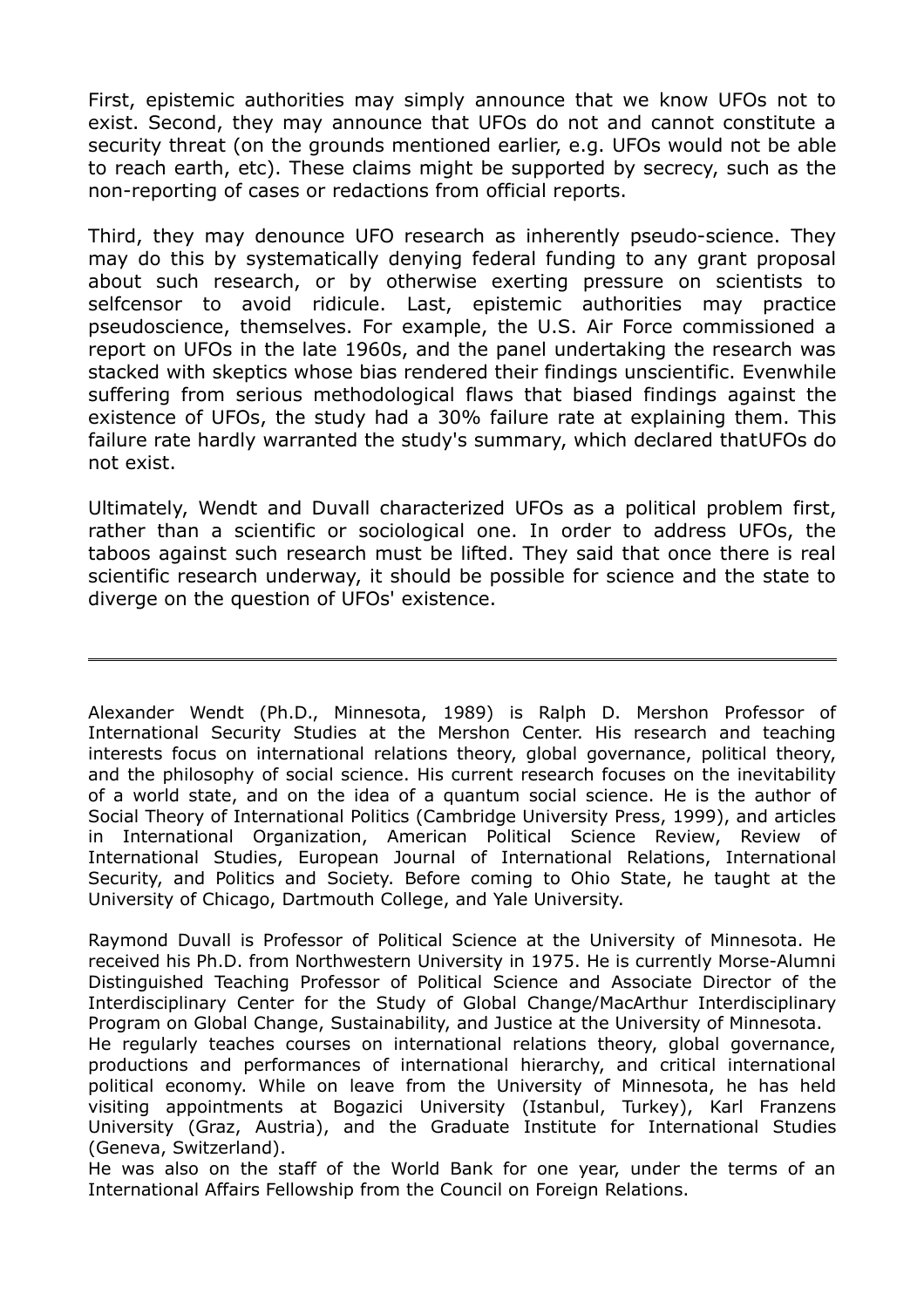First, epistemic authorities may simply announce that we know UFOs not to exist. Second, they may announce that UFOs do not and cannot constitute a security threat (on the grounds mentioned earlier, e.g. UFOs would not be able to reach earth, etc). These claims might be supported by secrecy, such as the non-reporting of cases or redactions from official reports.

Third, they may denounce UFO research as inherently pseudo-science. They may do this by systematically denying federal funding to any grant proposal about such research, or by otherwise exerting pressure on scientists to selfcensor to avoid ridicule. Last, epistemic authorities may practice pseudoscience, themselves. For example, the U.S. Air Force commissioned a report on UFOs in the late 1960s, and the panel undertaking the research was stacked with skeptics whose bias rendered their findings unscientific. Evenwhile suffering from serious methodological flaws that biased findings against the existence of UFOs, the study had a 30% failure rate at explaining them. This failure rate hardly warranted the study's summary, which declared thatUFOs do not exist.

Ultimately, Wendt and Duvall characterized UFOs as a political problem first, rather than a scientific or sociological one. In order to address UFOs, the taboos against such research must be lifted. They said that once there is real scientific research underway, it should be possible for science and the state to diverge on the question of UFOs' existence.

---

Alexander Wendt (Ph.D., Minnesota, 1989) is Ralph D. Mershon Professor of International Security Studies at the Mershon Center. His research and teaching interests focus on international relations theory, global governance, political theory, and the philosophy of social science. His current research focuses on the inevitability of a world state, and on the idea of a quantum social science. He is the author of Social Theory of International Politics (Cambridge University Press, 1999), and articles in International Organization, American Political Science Review, Review of International Studies, European Journal of International Relations, International Security, and Politics and Society. Before coming to Ohio State, he taught at the University of Chicago, Dartmouth College, and Yale University.

Raymond Duvall is Professor of Political Science at the University of Minnesota. He received his Ph.D. from Northwestern University in 1975. He is currently Morse-Alumni Distinguished Teaching Professor of Political Science and Associate Director of the Interdisciplinary Center for the Study of Global Change/MacArthur Interdisciplinary Program on Global Change, Sustainability, and Justice at the University of Minnesota.
He regularly teaches courses on international relations theory, global governance, productions and performances of international hierarchy, and critical international political economy. While on leave from the University of Minnesota, he has held visiting appointments at Bogazici University (Istanbul, Turkey), Karl Franzens University (Graz, Austria), and the Graduate Institute for International Studies (Geneva, Switzerland).
He was also on the staff of the World Bank for one year, under the terms of an International Affairs Fellowship from the Council on Foreign Relations.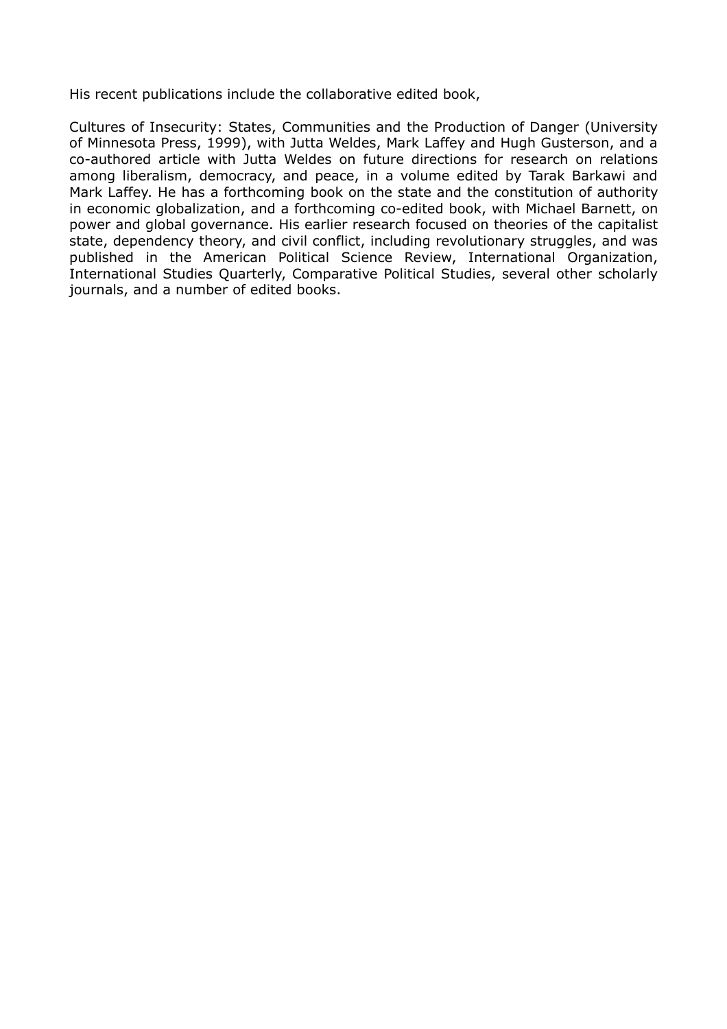His recent publications include the collaborative edited book,

Cultures of Insecurity: States, Communities and the Production of Danger (University of Minnesota Press, 1999), with Jutta Weldes, Mark Laffey and Hugh Gusterson, and a co-authored article with Jutta Weldes on future directions for research on relations among liberalism, democracy, and peace, in a volume edited by Tarak Barkawi and Mark Laffey. He has a forthcoming book on the state and the constitution of authority in economic globalization, and a forthcoming co-edited book, with Michael Barnett, on power and global governance. His earlier research focused on theories of the capitalist state, dependency theory, and civil conflict, including revolutionary struggles, and was published in the American Political Science Review, International Organization, International Studies Quarterly, Comparative Political Studies, several other scholarly journals, and a number of edited books.